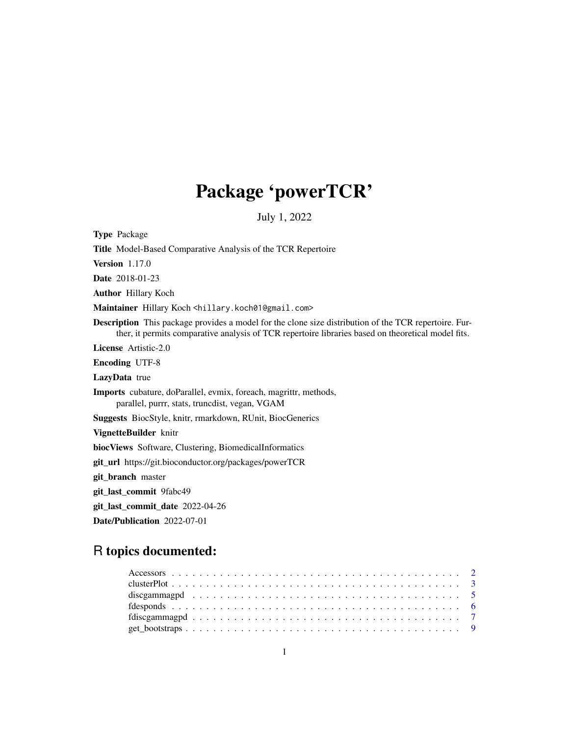# Package 'powerTCR'

July 1, 2022

**Type** Package

**Title** Model-Based Comparative Analysis of the TCR Repertoire

**Version** 1.17.0

**Date** 2018-01-23

**Author** Hillary Koch

**Maintainer** Hillary Koch <hillary.koch01@gmail.com>

**Description** This package provides a model for the clone size distribution of the TCR repertoire. Further, it permits comparative analysis of TCR repertoire libraries based on theoretical model fits.

**License** Artistic-2.0

**Encoding** UTF-8

**LazyData** true

**Imports** cubature, doParallel, evmix, foreach, magrittr, methods, parallel, purrr, stats, truncdist, vegan, VGAM

**Suggests** BiocStyle, knitr, rmarkdown, RUnit, BiocGenerics

**VignetteBuilder** knitr

**biocViews** Software, Clustering, BiomedicalInformatics

**git_url** https://git.bioconductor.org/packages/powerTCR

**git_branch** master

**git_last_commit** 9fabc49

**git_last_commit_date** 2022-04-26

**Date/Publication** 2022-07-01

## R topics documented:

- Accessors . . . . . . . . . . . . . . . . . . . . . . . . . . . . . . . . . . . . . . . . . . 2
- clusterPlot . . . . . . . . . . . . . . . . . . . . . . . . . . . . . . . . . . . . . . . . . . 3
- discgammagpd . . . . . . . . . . . . . . . . . . . . . . . . . . . . . . . . . . . . . . . . 5
- fdesponds . . . . . . . . . . . . . . . . . . . . . . . . . . . . . . . . . . . . . . . . . . 6
- fdiscgammagpd . . . . . . . . . . . . . . . . . . . . . . . . . . . . . . . . . . . . . . . 7
- get_bootstraps . . . . . . . . . . . . . . . . . . . . . . . . . . . . . . . . . . . . . . . 9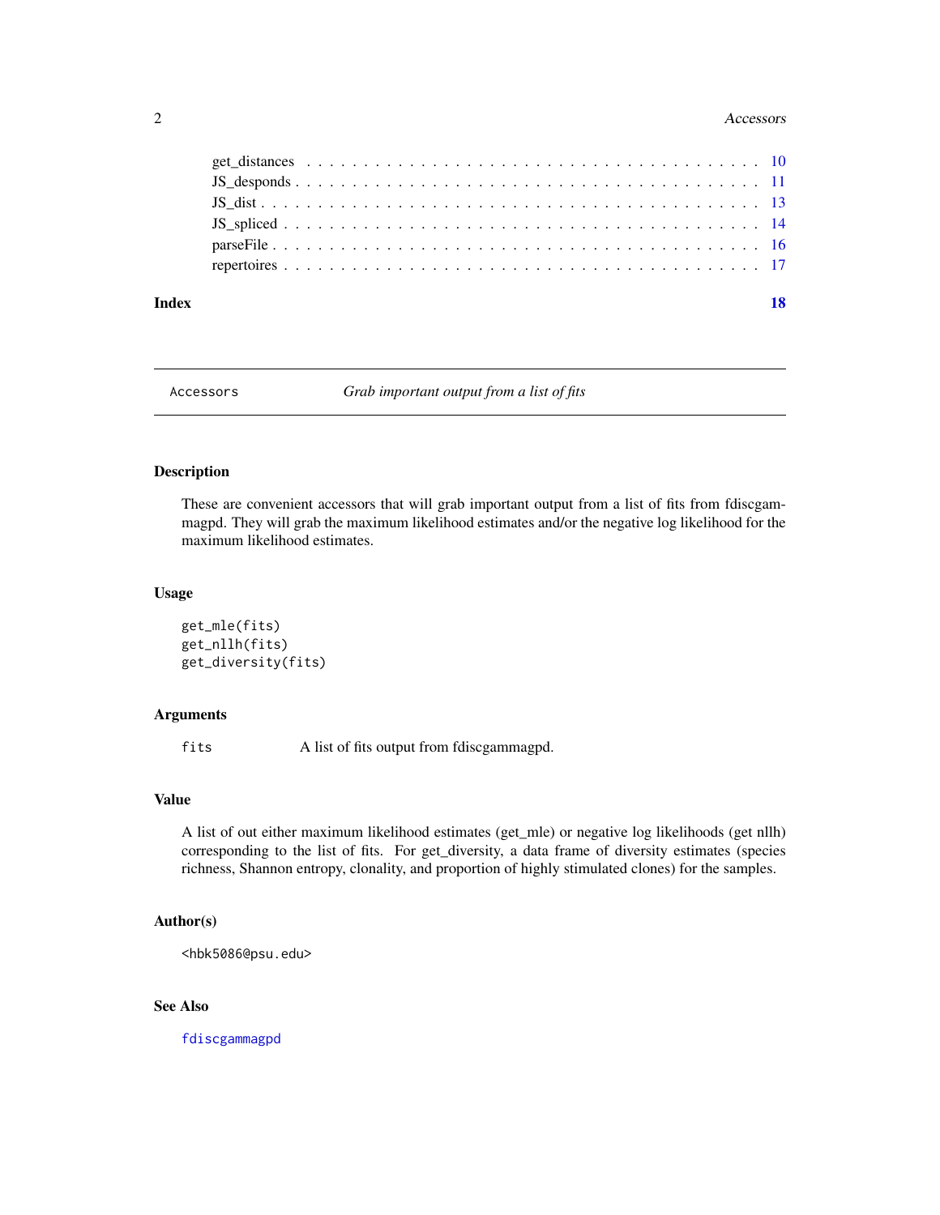get_distances . . . . . . . . . . . . . . . . . . . . . . . . . . . . . . . . . . . . . . 10
JS_desponds . . . . . . . . . . . . . . . . . . . . . . . . . . . . . . . . . . . . . . . 11
JS_dist . . . . . . . . . . . . . . . . . . . . . . . . . . . . . . . . . . . . . . . . . 13
JS_spliced . . . . . . . . . . . . . . . . . . . . . . . . . . . . . . . . . . . . . . . . 14
parseFile . . . . . . . . . . . . . . . . . . . . . . . . . . . . . . . . . . . . . . . . 16
repertoires . . . . . . . . . . . . . . . . . . . . . . . . . . . . . . . . . . . . . . . 17

**Index** **18**

---

`Accessors` *Grab important output from a list of fits*

---

## Description

These are convenient accessors that will grab important output from a list of fits from fdiscgammagpd. They will grab the maximum likelihood estimates and/or the negative log likelihood for the maximum likelihood estimates.

## Usage

```
get_mle(fits)
get_nllh(fits)
get_diversity(fits)
```

## Arguments

| | |
|---|---|
| `fits` | A list of fits output from fdiscgammagpd. |

## Value

A list of out either maximum likelihood estimates (get_mle) or negative log likelihoods (get nllh) corresponding to the list of fits. For get_diversity, a data frame of diversity estimates (species richness, Shannon entropy, clonality, and proportion of highly stimulated clones) for the samples.

## Author(s)

`<hbk5086@psu.edu>`

## See Also

`fdiscgammagpd`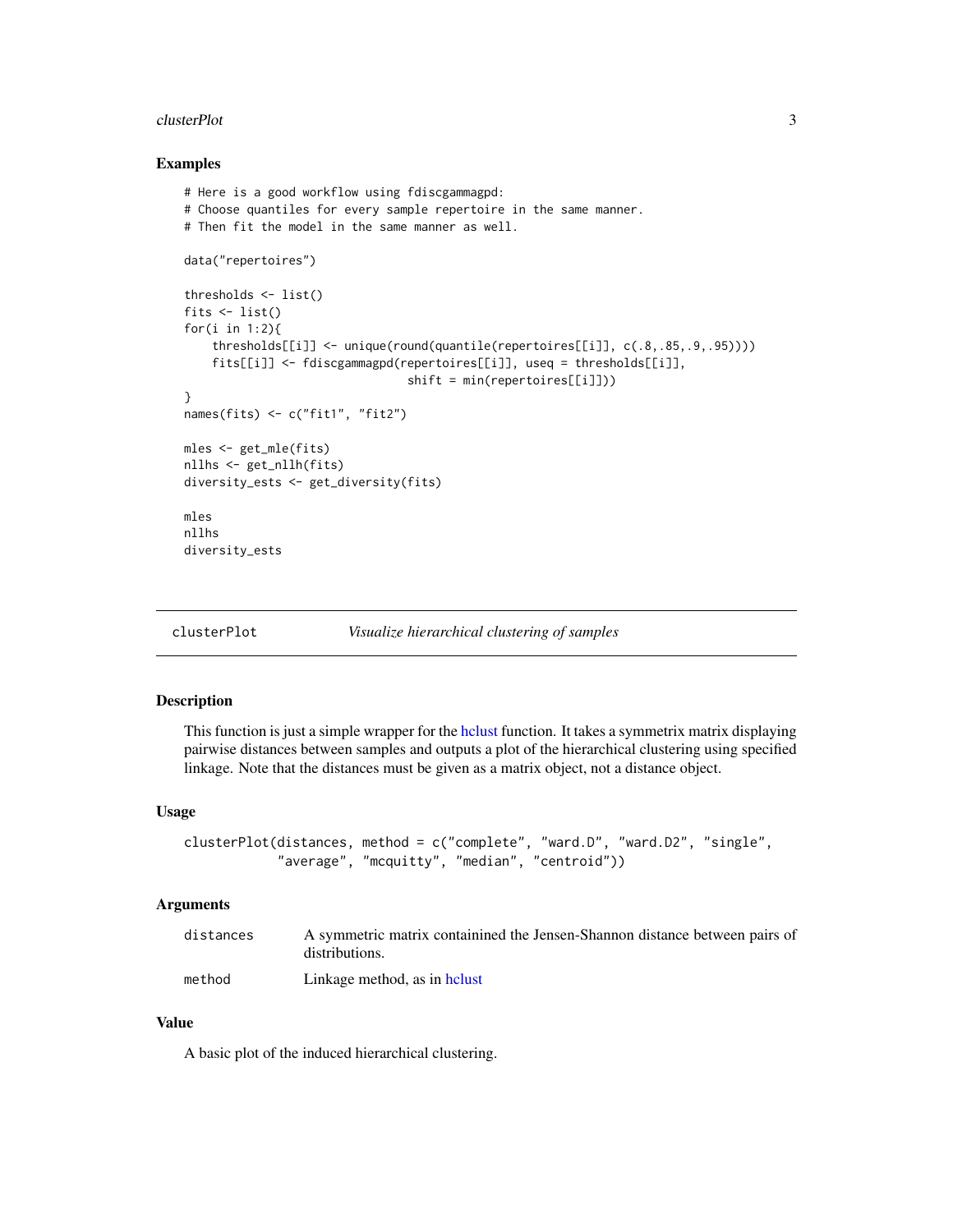## Examples

```
# Here is a good workflow using fdiscgammagpd:
# Choose quantiles for every sample repertoire in the same manner.
# Then fit the model in the same manner as well.

data("repertoires")

thresholds <- list()
fits <- list()
for(i in 1:2){
    thresholds[[i]] <- unique(round(quantile(repertoires[[i]], c(.8,.85,.9,.95))))
    fits[[i]] <- fdiscgammagpd(repertoires[[i]], useq = thresholds[[i]],
                                shift = min(repertoires[[i]]))
}
names(fits) <- c("fit1", "fit2")

mles <- get_mle(fits)
nllhs <- get_nllh(fits)
diversity_ests <- get_diversity(fits)

mles
nllhs
diversity_ests
```

---

# clusterPlot *Visualize hierarchical clustering of samples*

---

## Description

This function is just a simple wrapper for the hclust function. It takes a symmetrix matrix displaying pairwise distances between samples and outputs a plot of the hierarchical clustering using specified linkage. Note that the distances must be given as a matrix object, not a distance object.

## Usage

```
clusterPlot(distances, method = c("complete", "ward.D", "ward.D2", "single",
            "average", "mcquitty", "median", "centroid"))
```

## Arguments

| | |
|---|---|
| `distances` | A symmetric matrix containined the Jensen-Shannon distance between pairs of distributions. |
| `method` | Linkage method, as in hclust |

## Value

A basic plot of the induced hierarchical clustering.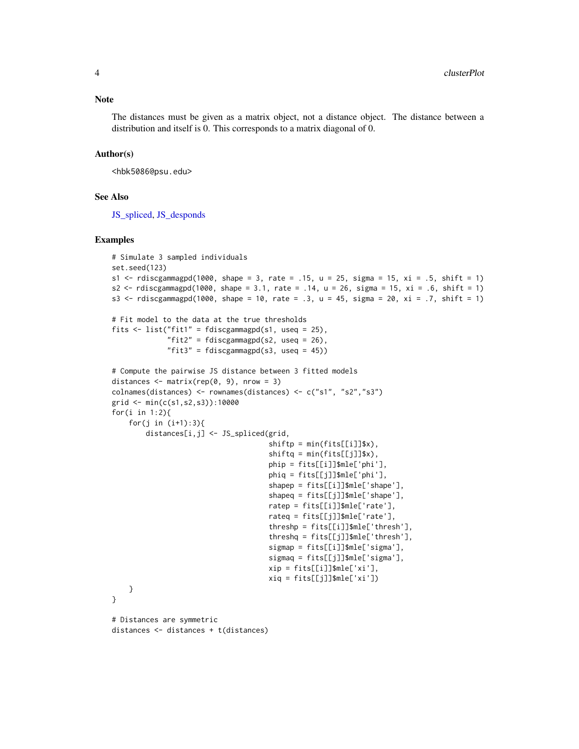## Note

The distances must be given as a matrix object, not a distance object. The distance between a distribution and itself is 0. This corresponds to a matrix diagonal of 0.

## Author(s)

<hbk5086@psu.edu>

## See Also

JS_spliced, JS_desponds

## Examples

```
# Simulate 3 sampled individuals
set.seed(123)
s1 <- rdiscgammagpd(1000, shape = 3, rate = .15, u = 25, sigma = 15, xi = .5, shift = 1)
s2 <- rdiscgammagpd(1000, shape = 3.1, rate = .14, u = 26, sigma = 15, xi = .6, shift = 1)
s3 <- rdiscgammagpd(1000, shape = 10, rate = .3, u = 45, sigma = 20, xi = .7, shift = 1)

# Fit model to the data at the true thresholds
fits <- list("fit1" = fdiscgammagpd(s1, useq = 25),
             "fit2" = fdiscgammagpd(s2, useq = 26),
             "fit3" = fdiscgammagpd(s3, useq = 45))

# Compute the pairwise JS distance between 3 fitted models
distances <- matrix(rep(0, 9), nrow = 3)
colnames(distances) <- rownames(distances) <- c("s1", "s2","s3")
grid <- min(c(s1,s2,s3)):10000
for(i in 1:2){
    for(j in (i+1):3){
        distances[i,j] <- JS_spliced(grid,
                                     shiftp = min(fits[[i]]$x),
                                     shiftq = min(fits[[j]]$x),
                                     phip = fits[[i]]$mle['phi'],
                                     phiq = fits[[j]]$mle['phi'],
                                     shapep = fits[[i]]$mle['shape'],
                                     shapeq = fits[[j]]$mle['shape'],
                                     ratep = fits[[i]]$mle['rate'],
                                     rateq = fits[[j]]$mle['rate'],
                                     threshp = fits[[i]]$mle['thresh'],
                                     threshq = fits[[j]]$mle['thresh'],
                                     sigmap = fits[[i]]$mle['sigma'],
                                     sigmaq = fits[[j]]$mle['sigma'],
                                     xip = fits[[i]]$mle['xi'],
                                     xiq = fits[[j]]$mle['xi'])
    }
}

# Distances are symmetric
distances <- distances + t(distances)
```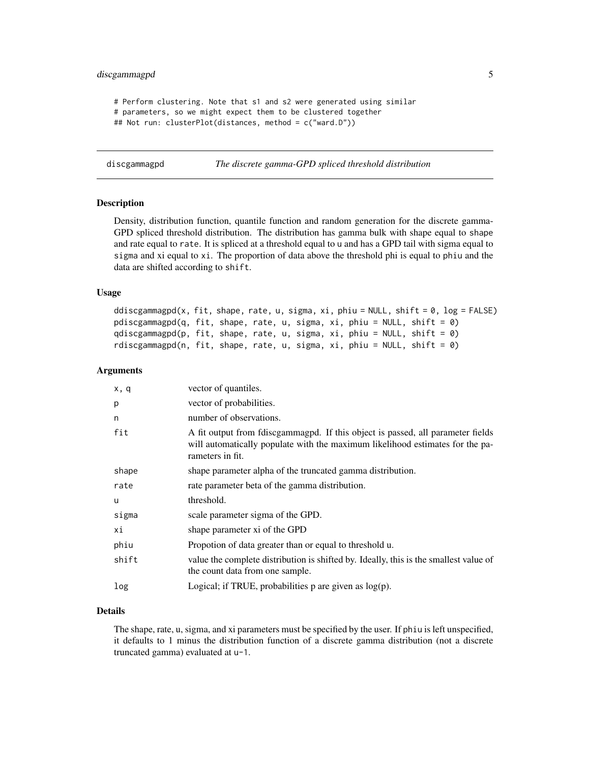```
# Perform clustering. Note that s1 and s2 were generated using similar
# parameters, so we might expect them to be clustered together
## Not run: clusterPlot(distances, method = c("ward.D"))
```

---

## discgammagpd — *The discrete gamma-GPD spliced threshold distribution*

### Description

Density, distribution function, quantile function and random generation for the discrete gamma-GPD spliced threshold distribution. The distribution has gamma bulk with shape equal to `shape` and rate equal to `rate`. It is spliced at a threshold equal to `u` and has a GPD tail with sigma equal to `sigma` and xi equal to `xi`. The proportion of data above the threshold phi is equal to `phiu` and the data are shifted according to `shift`.

### Usage

```
ddiscgammagpd(x, fit, shape, rate, u, sigma, xi, phiu = NULL, shift = 0, log = FALSE)
pdiscgammagpd(q, fit, shape, rate, u, sigma, xi, phiu = NULL, shift = 0)
qdiscgammagpd(p, fit, shape, rate, u, sigma, xi, phiu = NULL, shift = 0)
rdiscgammagpd(n, fit, shape, rate, u, sigma, xi, phiu = NULL, shift = 0)
```

### Arguments

| Argument | Description |
|---|---|
| `x, q` | vector of quantiles. |
| `p` | vector of probabilities. |
| `n` | number of observations. |
| `fit` | A fit output from fdiscgammagpd. If this object is passed, all parameter fields will automatically populate with the maximum likelihood estimates for the parameters in fit. |
| `shape` | shape parameter alpha of the truncated gamma distribution. |
| `rate` | rate parameter beta of the gamma distribution. |
| `u` | threshold. |
| `sigma` | scale parameter sigma of the GPD. |
| `xi` | shape parameter xi of the GPD |
| `phiu` | Propotion of data greater than or equal to threshold u. |
| `shift` | value the complete distribution is shifted by. Ideally, this is the smallest value of the count data from one sample. |
| `log` | Logical; if TRUE, probabilities p are given as log(p). |

### Details

The shape, rate, u, sigma, and xi parameters must be specified by the user. If `phiu` is left unspecified, it defaults to 1 minus the distribution function of a discrete gamma distribution (not a discrete truncated gamma) evaluated at `u-1`.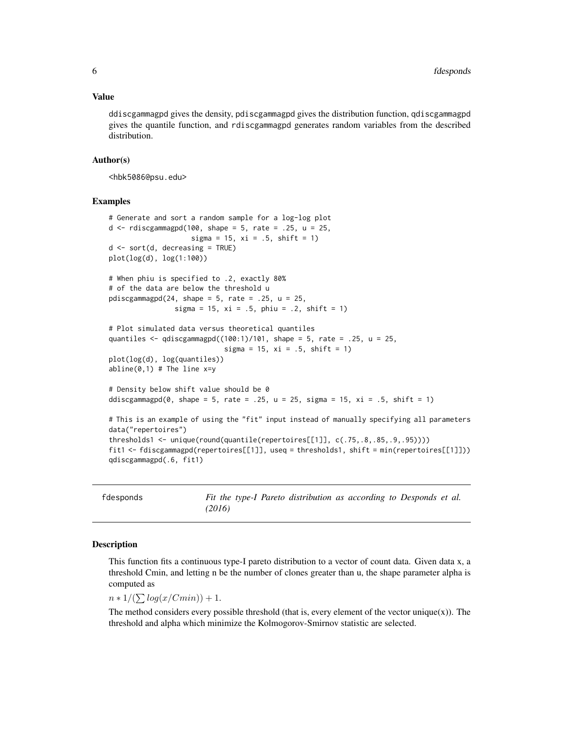### Value

ddiscgammagpd gives the density, pdiscgammagpd gives the distribution function, qdiscgammagpd gives the quantile function, and rdiscgammagpd generates random variables from the described distribution.

### Author(s)

<hbk5086@psu.edu>

### Examples

```
# Generate and sort a random sample for a log-log plot
d <- rdiscgammagpd(100, shape = 5, rate = .25, u = 25,
                   sigma = 15, xi = .5, shift = 1)
d <- sort(d, decreasing = TRUE)
plot(log(d), log(1:100))

# When phiu is specified to .2, exactly 80%
# of the data are below the threshold u
pdiscgammagpd(24, shape = 5, rate = .25, u = 25,
              sigma = 15, xi = .5, phiu = .2, shift = 1)

# Plot simulated data versus theoretical quantiles
quantiles <- qdiscgammagpd((100:1)/101, shape = 5, rate = .25, u = 25,
                           sigma = 15, xi = .5, shift = 1)
plot(log(d), log(quantiles))
abline(0,1) # The line x=y

# Density below shift value should be 0
ddiscgammagpd(0, shape = 5, rate = .25, u = 25, sigma = 15, xi = .5, shift = 1)

# This is an example of using the "fit" input instead of manually specifying all parameters
data("repertoires")
thresholds1 <- unique(round(quantile(repertoires[[1]], c(.75,.8,.85,.9,.95))))
fit1 <- fdiscgammagpd(repertoires[[1]], useq = thresholds1, shift = min(repertoires[[1]]))
qdiscgammagpd(.6, fit1)
```

---

## fdesponds — *Fit the type-I Pareto distribution as according to Desponds et al. (2016)*

### Description

This function fits a continuous type-I pareto distribution to a vector of count data. Given data x, a threshold Cmin, and letting n be the number of clones greater than u, the shape parameter alpha is computed as

$n * 1/(\sum log(x/Cmin)) + 1.$

The method considers every possible threshold (that is, every element of the vector unique(x)). The threshold and alpha which minimize the Kolmogorov-Smirnov statistic are selected.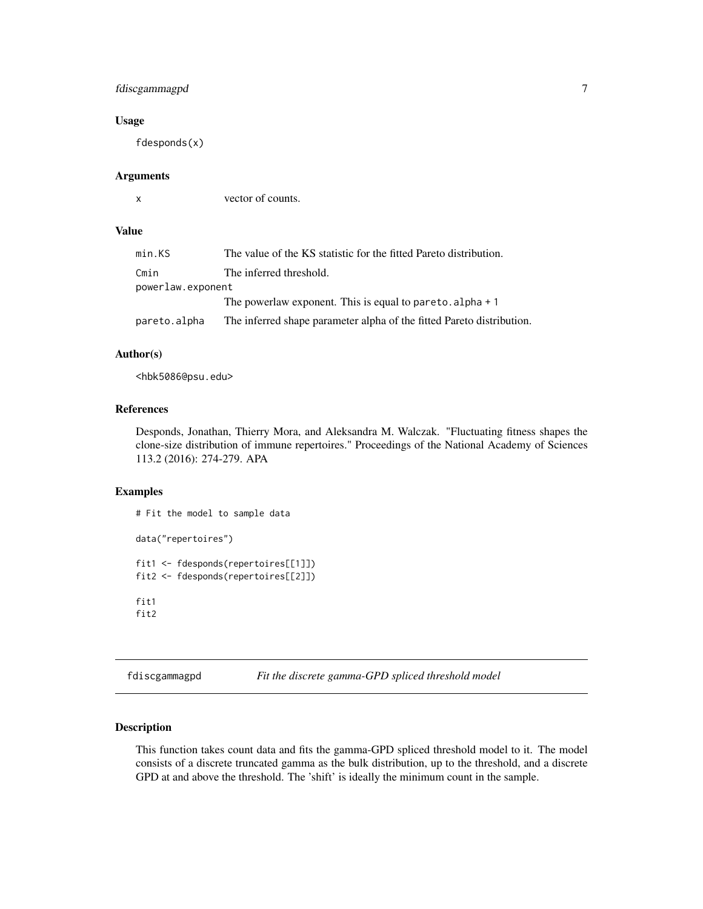### Usage

```
fdesponds(x)
```

### Arguments

| | |
|---|---|
| x | vector of counts. |

### Value

| | |
|---|---|
| min.KS | The value of the KS statistic for the fitted Pareto distribution. |
| Cmin | The inferred threshold. |
| powerlaw.exponent | The powerlaw exponent. This is equal to `pareto.alpha + 1` |
| pareto.alpha | The inferred shape parameter alpha of the fitted Pareto distribution. |

### Author(s)

<hbk5086@psu.edu>

### References

Desponds, Jonathan, Thierry Mora, and Aleksandra M. Walczak. "Fluctuating fitness shapes the clone-size distribution of immune repertoires." Proceedings of the National Academy of Sciences 113.2 (2016): 274-279. APA

### Examples

```
# Fit the model to sample data

data("repertoires")

fit1 <- fdesponds(repertoires[[1]])
fit2 <- fdesponds(repertoires[[2]])

fit1
fit2
```

---

## fdiscgammagpd — *Fit the discrete gamma-GPD spliced threshold model*

### Description

This function takes count data and fits the gamma-GPD spliced threshold model to it. The model consists of a discrete truncated gamma as the bulk distribution, up to the threshold, and a discrete GPD at and above the threshold. The 'shift' is ideally the minimum count in the sample.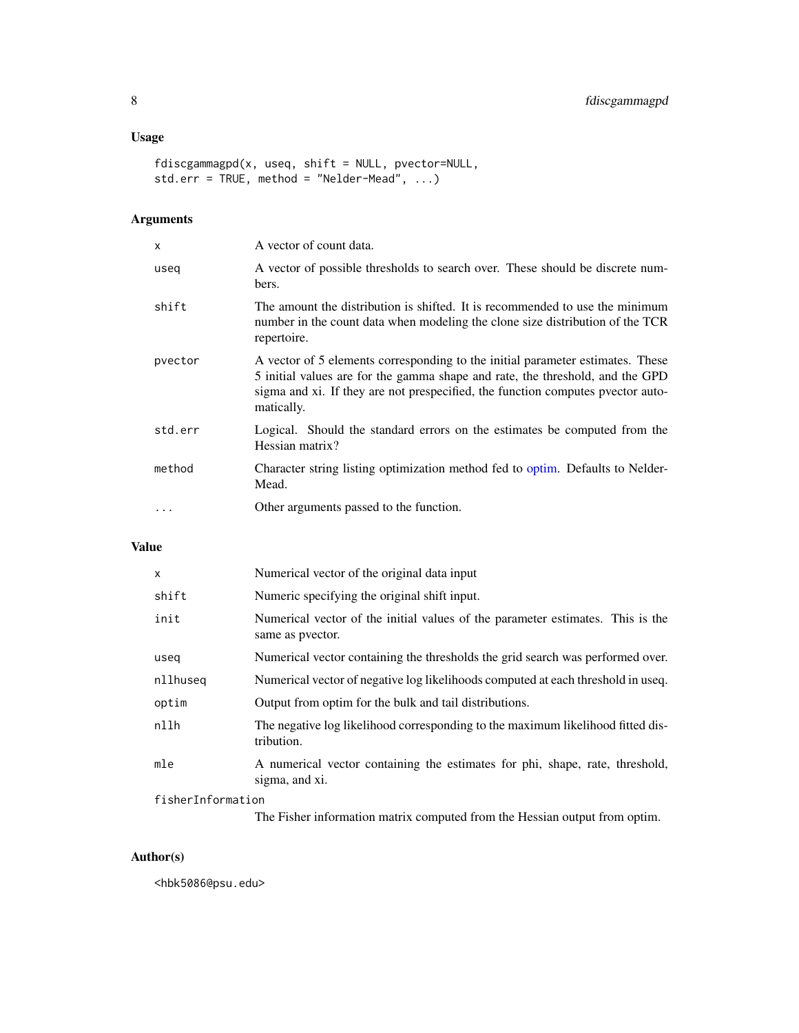## Usage

```
fdiscgammagpd(x, useq, shift = NULL, pvector=NULL,
std.err = TRUE, method = "Nelder-Mead", ...)
```

## Arguments

| | |
|---|---|
| x | A vector of count data. |
| useq | A vector of possible thresholds to search over. These should be discrete numbers. |
| shift | The amount the distribution is shifted. It is recommended to use the minimum number in the count data when modeling the clone size distribution of the TCR repertoire. |
| pvector | A vector of 5 elements corresponding to the initial parameter estimates. These 5 initial values are for the gamma shape and rate, the threshold, and the GPD sigma and xi. If they are not prespecified, the function computes pvector automatically. |
| std.err | Logical. Should the standard errors on the estimates be computed from the Hessian matrix? |
| method | Character string listing optimization method fed to optim. Defaults to Nelder-Mead. |
| ... | Other arguments passed to the function. |

## Value

| | |
|---|---|
| x | Numerical vector of the original data input |
| shift | Numeric specifying the original shift input. |
| init | Numerical vector of the initial values of the parameter estimates. This is the same as pvector. |
| useq | Numerical vector containing the thresholds the grid search was performed over. |
| nllhuseq | Numerical vector of negative log likelihoods computed at each threshold in useq. |
| optim | Output from optim for the bulk and tail distributions. |
| nllh | The negative log likelihood corresponding to the maximum likelihood fitted distribution. |
| mle | A numerical vector containing the estimates for phi, shape, rate, threshold, sigma, and xi. |
| fisherInformation | The Fisher information matrix computed from the Hessian output from optim. |

## Author(s)

<hbk5086@psu.edu>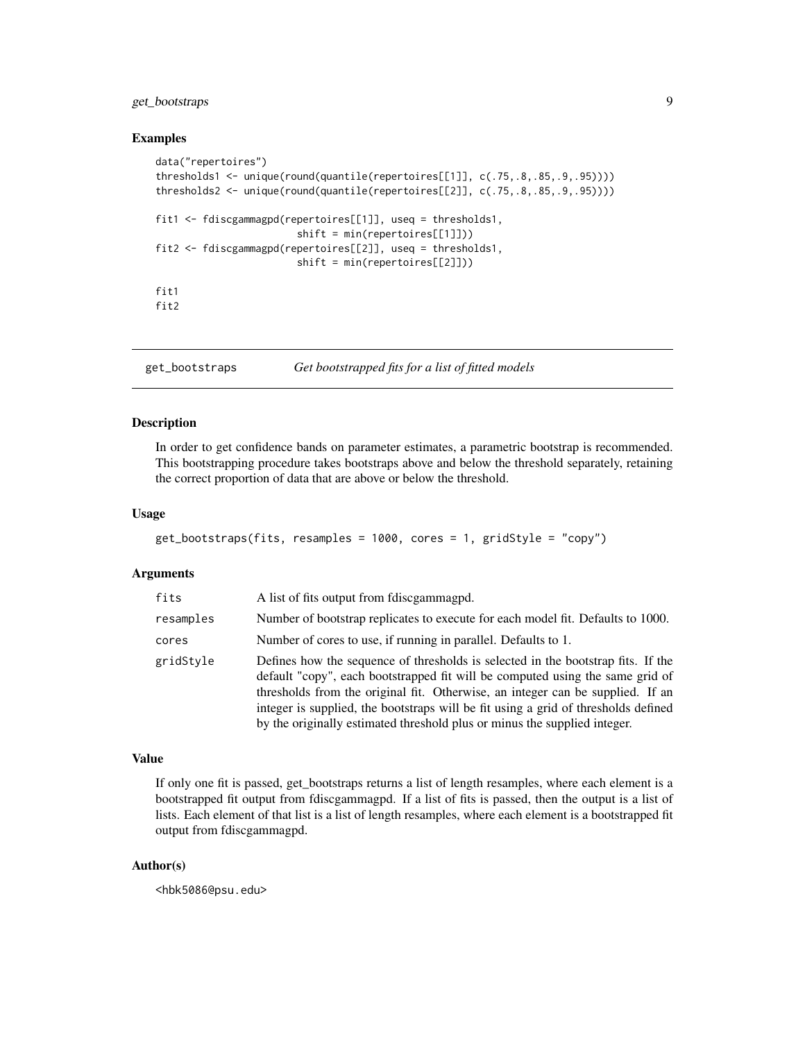## Examples

```
data("repertoires")
thresholds1 <- unique(round(quantile(repertoires[[1]], c(.75,.8,.85,.9,.95))))
thresholds2 <- unique(round(quantile(repertoires[[2]], c(.75,.8,.85,.9,.95))))

fit1 <- fdiscgammagpd(repertoires[[1]], useq = thresholds1,
                      shift = min(repertoires[[1]]))
fit2 <- fdiscgammagpd(repertoires[[2]], useq = thresholds1,
                      shift = min(repertoires[[2]]))

fit1
fit2
```

---

# get_bootstraps — *Get bootstrapped fits for a list of fitted models*

---

## Description

In order to get confidence bands on parameter estimates, a parametric bootstrap is recommended. This bootstrapping procedure takes bootstraps above and below the threshold separately, retaining the correct proportion of data that are above or below the threshold.

## Usage

```
get_bootstraps(fits, resamples = 1000, cores = 1, gridStyle = "copy")
```

## Arguments

| | |
|---|---|
| `fits` | A list of fits output from fdiscgammagpd. |
| `resamples` | Number of bootstrap replicates to execute for each model fit. Defaults to 1000. |
| `cores` | Number of cores to use, if running in parallel. Defaults to 1. |
| `gridStyle` | Defines how the sequence of thresholds is selected in the bootstrap fits. If the default "copy", each bootstrapped fit will be computed using the same grid of thresholds from the original fit. Otherwise, an integer can be supplied. If an integer is supplied, the bootstraps will be fit using a grid of thresholds defined by the originally estimated threshold plus or minus the supplied integer. |

## Value

If only one fit is passed, get_bootstraps returns a list of length resamples, where each element is a bootstrapped fit output from fdiscgammagpd. If a list of fits is passed, then the output is a list of lists. Each element of that list is a list of length resamples, where each element is a bootstrapped fit output from fdiscgammagpd.

## Author(s)

<hbk5086@psu.edu>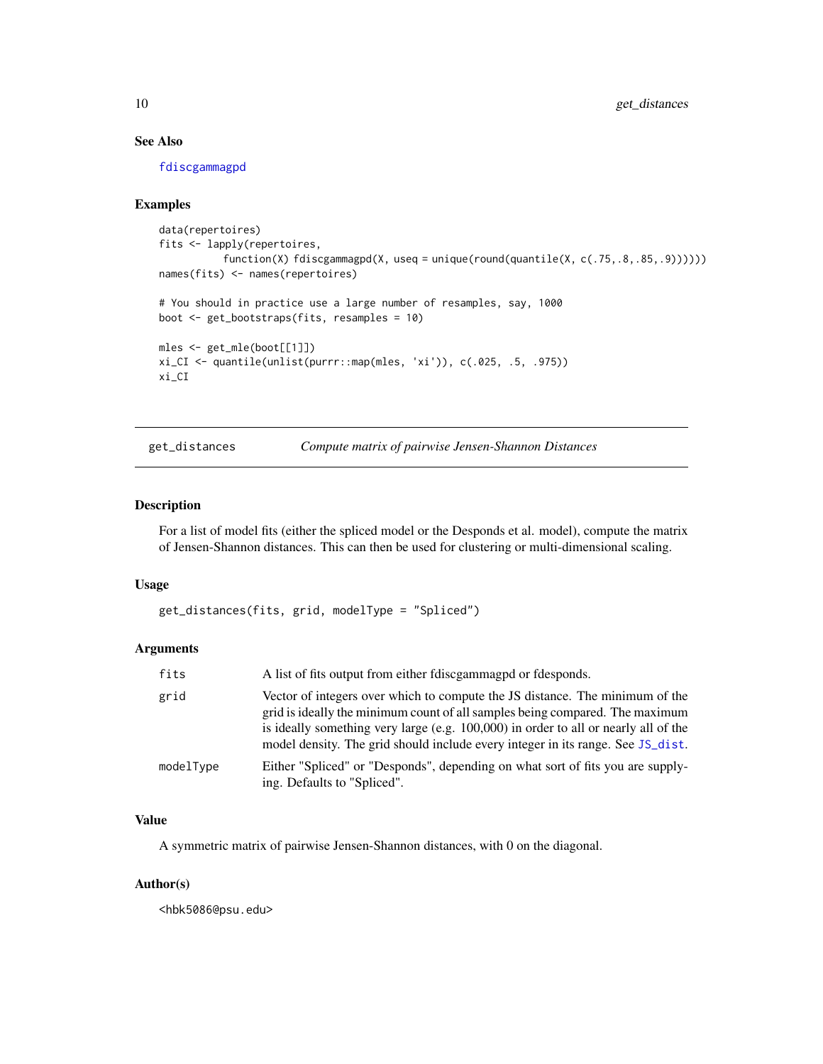### See Also

fdiscgammagpd

### Examples

```
data(repertoires)
fits <- lapply(repertoires,
          function(X) fdiscgammagpd(X, useq = unique(round(quantile(X, c(.75,.8,.85,.9))))))
names(fits) <- names(repertoires)

# You should in practice use a large number of resamples, say, 1000
boot <- get_bootstraps(fits, resamples = 10)

mles <- get_mle(boot[[1]])
xi_CI <- quantile(unlist(purrr::map(mles, 'xi')), c(.025, .5, .975))
xi_CI
```

---

## get_distances — *Compute matrix of pairwise Jensen-Shannon Distances*

### Description

For a list of model fits (either the spliced model or the Desponds et al. model), compute the matrix of Jensen-Shannon distances. This can then be used for clustering or multi-dimensional scaling.

### Usage

```
get_distances(fits, grid, modelType = "Spliced")
```

### Arguments

| | |
|---|---|
| fits | A list of fits output from either fdiscgammagpd or fdesponds. |
| grid | Vector of integers over which to compute the JS distance. The minimum of the grid is ideally the minimum count of all samples being compared. The maximum is ideally something very large (e.g. 100,000) in order to all or nearly all of the model density. The grid should include every integer in its range. See JS_dist. |
| modelType | Either "Spliced" or "Desponds", depending on what sort of fits you are supplying. Defaults to "Spliced". |

### Value

A symmetric matrix of pairwise Jensen-Shannon distances, with 0 on the diagonal.

### Author(s)

<hbk5086@psu.edu>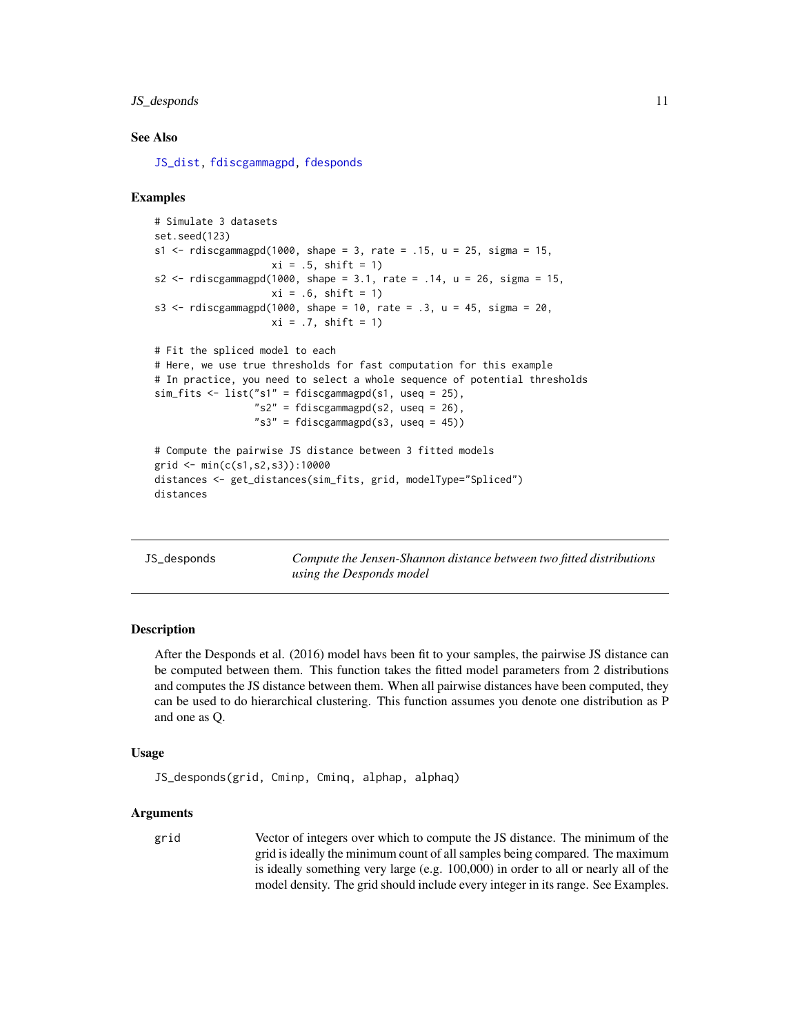## See Also

`JS_dist`, `fdiscgammagpd`, `fdesponds`

## Examples

```
# Simulate 3 datasets
set.seed(123)
s1 <- rdiscgammagpd(1000, shape = 3, rate = .15, u = 25, sigma = 15,
                    xi = .5, shift = 1)
s2 <- rdiscgammagpd(1000, shape = 3.1, rate = .14, u = 26, sigma = 15,
                    xi = .6, shift = 1)
s3 <- rdiscgammagpd(1000, shape = 10, rate = .3, u = 45, sigma = 20,
                    xi = .7, shift = 1)

# Fit the spliced model to each
# Here, we use true thresholds for fast computation for this example
# In practice, you need to select a whole sequence of potential thresholds
sim_fits <- list("s1" = fdiscgammagpd(s1, useq = 25),
                 "s2" = fdiscgammagpd(s2, useq = 26),
                 "s3" = fdiscgammagpd(s3, useq = 45))

# Compute the pairwise JS distance between 3 fitted models
grid <- min(c(s1,s2,s3)):10000
distances <- get_distances(sim_fits, grid, modelType="Spliced")
distances
```

---

# JS_desponds — *Compute the Jensen-Shannon distance between two fitted distributions using the Desponds model*

## Description

After the Desponds et al. (2016) model havs been fit to your samples, the pairwise JS distance can be computed between them. This function takes the fitted model parameters from 2 distributions and computes the JS distance between them. When all pairwise distances have been computed, they can be used to do hierarchical clustering. This function assumes you denote one distribution as P and one as Q.

## Usage

```
JS_desponds(grid, Cminp, Cminq, alphap, alphaq)
```

## Arguments

`grid` Vector of integers over which to compute the JS distance. The minimum of the grid is ideally the minimum count of all samples being compared. The maximum is ideally something very large (e.g. 100,000) in order to all or nearly all of the model density. The grid should include every integer in its range. See Examples.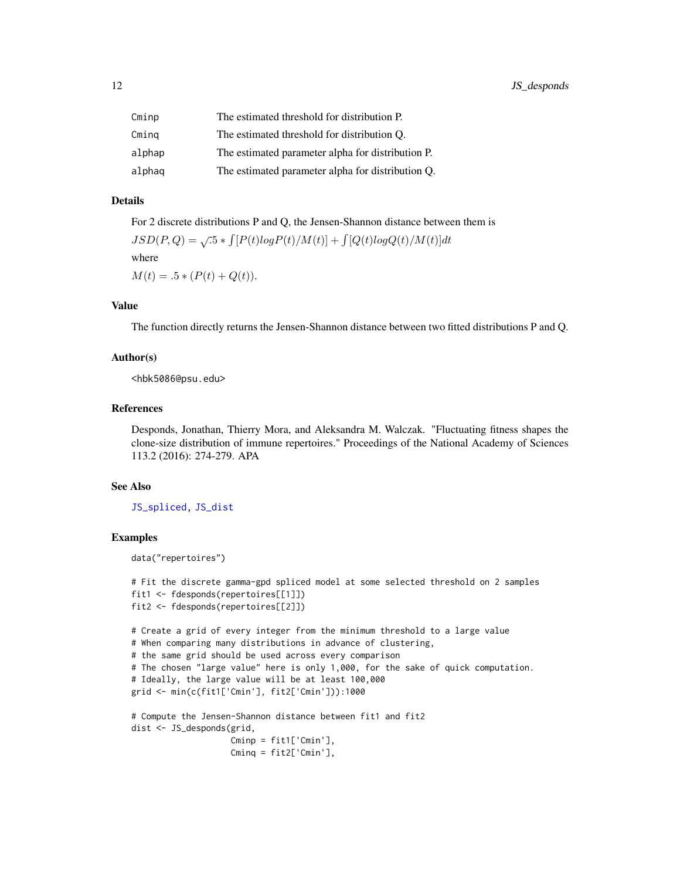| | |
|---|---|
| Cminp | The estimated threshold for distribution P. |
| Cminq | The estimated threshold for distribution Q. |
| alphap | The estimated parameter alpha for distribution P. |
| alphaq | The estimated parameter alpha for distribution Q. |

### Details

For 2 discrete distributions P and Q, the Jensen-Shannon distance between them is

$JSD(P,Q) = \sqrt{.5} * \int [P(t) log P(t)/M(t)] + \int [Q(t) log Q(t)/M(t)] dt$

where

$M(t) = .5 * (P(t) + Q(t))$.

### Value

The function directly returns the Jensen-Shannon distance between two fitted distributions P and Q.

### Author(s)

<hbk5086@psu.edu>

### References

Desponds, Jonathan, Thierry Mora, and Aleksandra M. Walczak. "Fluctuating fitness shapes the clone-size distribution of immune repertoires." Proceedings of the National Academy of Sciences 113.2 (2016): 274-279. APA

### See Also

JS_spliced, JS_dist

### Examples

```
data("repertoires")

# Fit the discrete gamma-gpd spliced model at some selected threshold on 2 samples
fit1 <- fdesponds(repertoires[[1]])
fit2 <- fdesponds(repertoires[[2]])

# Create a grid of every integer from the minimum threshold to a large value
# When comparing many distributions in advance of clustering,
# the same grid should be used across every comparison
# The chosen "large value" here is only 1,000, for the sake of quick computation.
# Ideally, the large value will be at least 100,000
grid <- min(c(fit1['Cmin'], fit2['Cmin'])):1000

# Compute the Jensen-Shannon distance between fit1 and fit2
dist <- JS_desponds(grid,
                    Cminp = fit1['Cmin'],
                    Cminq = fit2['Cmin'],
```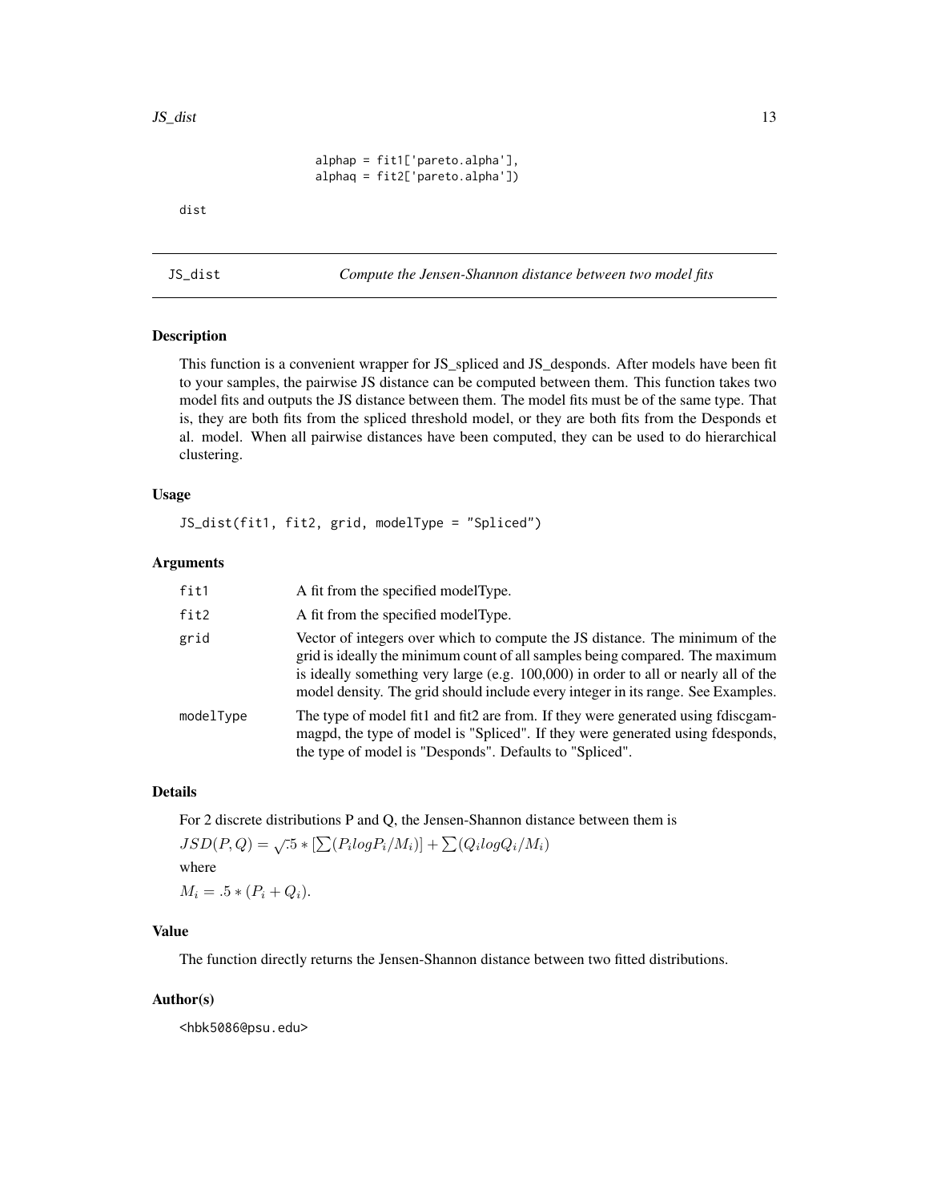```
                   alphap = fit1['pareto.alpha'],
                   alphaq = fit2['pareto.alpha'])

dist
```

## JS_dist — *Compute the Jensen-Shannon distance between two model fits*

### Description

This function is a convenient wrapper for JS_spliced and JS_desponds. After models have been fit to your samples, the pairwise JS distance can be computed between them. This function takes two model fits and outputs the JS distance between them. The model fits must be of the same type. That is, they are both fits from the spliced threshold model, or they are both fits from the Desponds et al. model. When all pairwise distances have been computed, they can be used to do hierarchical clustering.

### Usage

```
JS_dist(fit1, fit2, grid, modelType = "Spliced")
```

### Arguments

| | |
|---|---|
| fit1 | A fit from the specified modelType. |
| fit2 | A fit from the specified modelType. |
| grid | Vector of integers over which to compute the JS distance. The minimum of the grid is ideally the minimum count of all samples being compared. The maximum is ideally something very large (e.g. 100,000) in order to all or nearly all of the model density. The grid should include every integer in its range. See Examples. |
| modelType | The type of model fit1 and fit2 are from. If they were generated using fdiscgammagpd, the type of model is "Spliced". If they were generated using fdesponds, the type of model is "Desponds". Defaults to "Spliced". |

### Details

For 2 discrete distributions P and Q, the Jensen-Shannon distance between them is

$JSD(P, Q) = \sqrt{.5} * [\sum(P_i log P_i/M_i)] + \sum(Q_i log Q_i/M_i)$

where

$M_i = .5 * (P_i + Q_i)$.

### Value

The function directly returns the Jensen-Shannon distance between two fitted distributions.

### Author(s)

<hbk5086@psu.edu>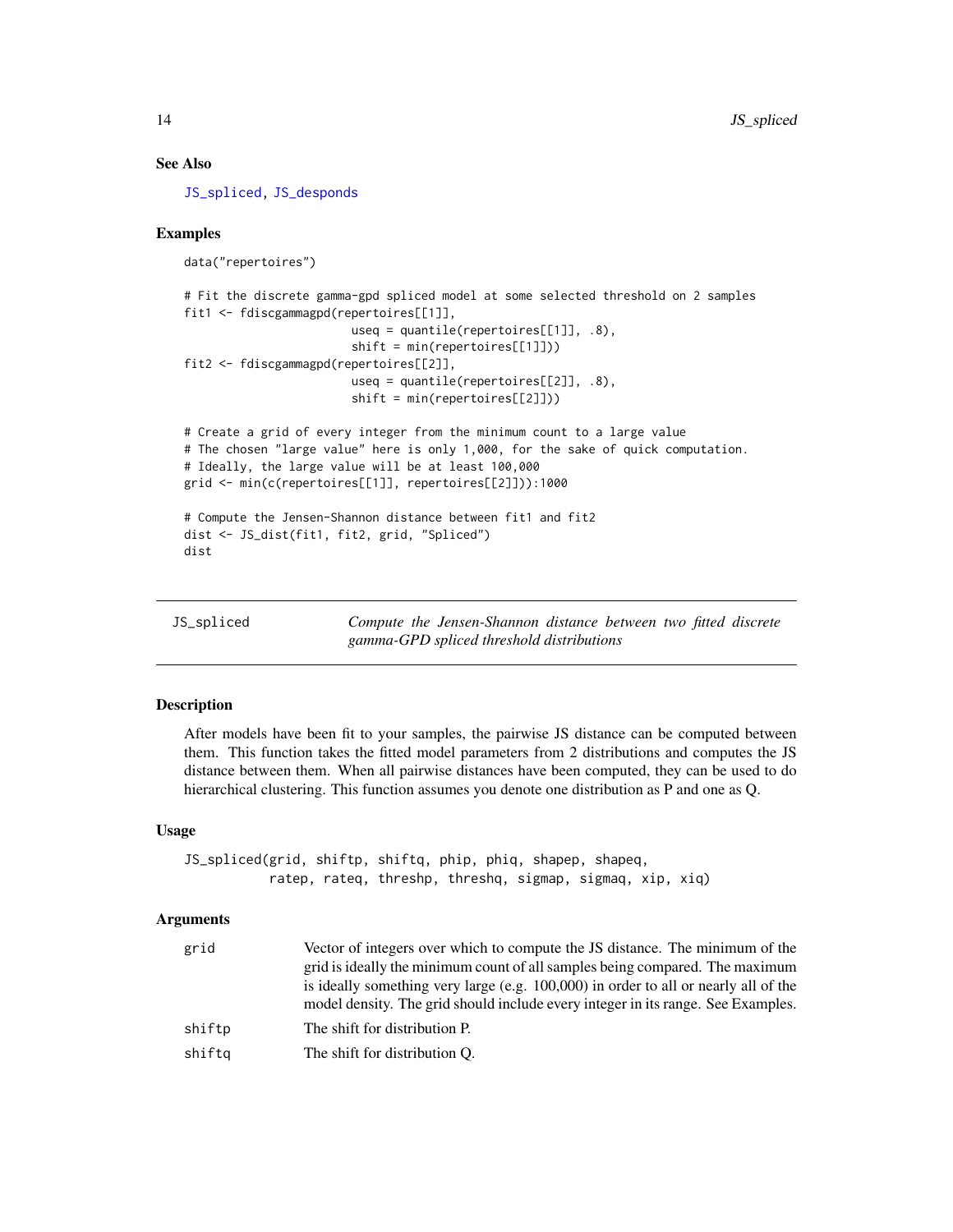### See Also

`JS_spliced`, `JS_desponds`

### Examples

```
data("repertoires")

# Fit the discrete gamma-gpd spliced model at some selected threshold on 2 samples
fit1 <- fdiscgammagpd(repertoires[[1]],
                        useq = quantile(repertoires[[1]], .8),
                        shift = min(repertoires[[1]]))
fit2 <- fdiscgammagpd(repertoires[[2]],
                        useq = quantile(repertoires[[2]], .8),
                        shift = min(repertoires[[2]]))

# Create a grid of every integer from the minimum count to a large value
# The chosen "large value" here is only 1,000, for the sake of quick computation.
# Ideally, the large value will be at least 100,000
grid <- min(c(repertoires[[1]], repertoires[[2]])):1000

# Compute the Jensen-Shannon distance between fit1 and fit2
dist <- JS_dist(fit1, fit2, grid, "Spliced")
dist
```

---

## JS_spliced — *Compute the Jensen-Shannon distance between two fitted discrete gamma-GPD spliced threshold distributions*

### Description

After models have been fit to your samples, the pairwise JS distance can be computed between them. This function takes the fitted model parameters from 2 distributions and computes the JS distance between them. When all pairwise distances have been computed, they can be used to do hierarchical clustering. This function assumes you denote one distribution as P and one as Q.

### Usage

```
JS_spliced(grid, shiftp, shiftq, phip, phiq, shapep, shapeq,
           ratep, rateq, threshp, threshq, sigmap, sigmaq, xip, xiq)
```

### Arguments

| Argument | Description |
|---|---|
| `grid` | Vector of integers over which to compute the JS distance. The minimum of the grid is ideally the minimum count of all samples being compared. The maximum is ideally something very large (e.g. 100,000) in order to all or nearly all of the model density. The grid should include every integer in its range. See Examples. |
| `shiftp` | The shift for distribution P. |
| `shiftq` | The shift for distribution Q. |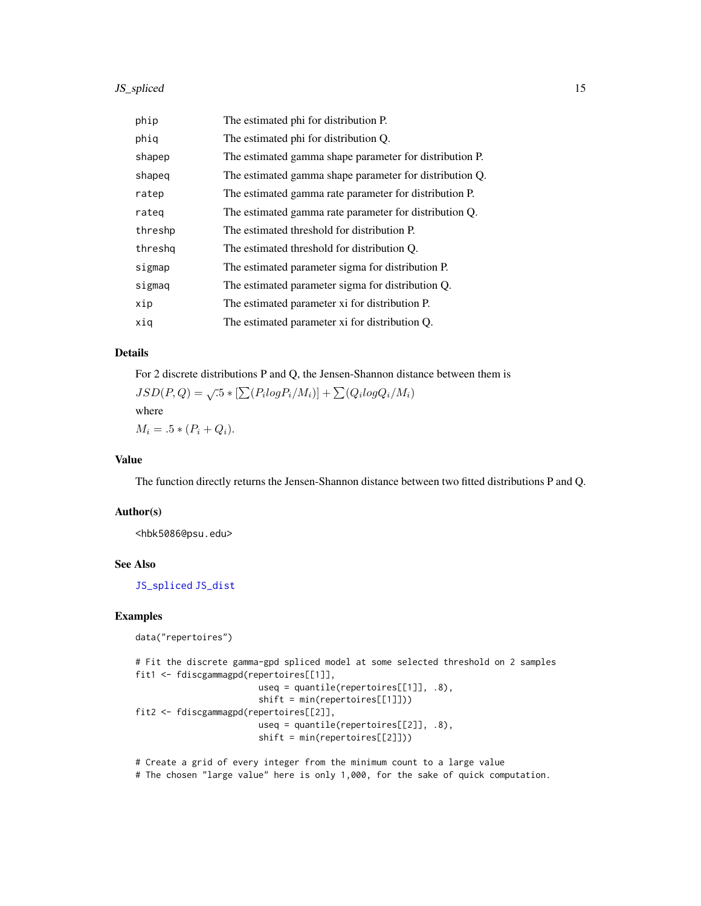| | |
|---|---|
| phip | The estimated phi for distribution P. |
| phiq | The estimated phi for distribution Q. |
| shapep | The estimated gamma shape parameter for distribution P. |
| shapeq | The estimated gamma shape parameter for distribution Q. |
| ratep | The estimated gamma rate parameter for distribution P. |
| rateq | The estimated gamma rate parameter for distribution Q. |
| threshp | The estimated threshold for distribution P. |
| threshq | The estimated threshold for distribution Q. |
| sigmap | The estimated parameter sigma for distribution P. |
| sigmaq | The estimated parameter sigma for distribution Q. |
| xip | The estimated parameter xi for distribution P. |
| xiq | The estimated parameter xi for distribution Q. |

### Details

For 2 discrete distributions P and Q, the Jensen-Shannon distance between them is

$JSD(P, Q) = \sqrt{.5 * [\sum(P_i log P_i/M_i)] + \sum(Q_i log Q_i/M_i)}$

where

$M_i = .5 * (P_i + Q_i)$.

### Value

The function directly returns the Jensen-Shannon distance between two fitted distributions P and Q.

### Author(s)

<hbk5086@psu.edu>

### See Also

JS_spliced JS_dist

### Examples

```
data("repertoires")

# Fit the discrete gamma-gpd spliced model at some selected threshold on 2 samples
fit1 <- fdiscgammagpd(repertoires[[1]],
                      useq = quantile(repertoires[[1]], .8),
                      shift = min(repertoires[[1]]))
fit2 <- fdiscgammagpd(repertoires[[2]],
                      useq = quantile(repertoires[[2]], .8),
                      shift = min(repertoires[[2]]))

# Create a grid of every integer from the minimum count to a large value
# The chosen "large value" here is only 1,000, for the sake of quick computation.
```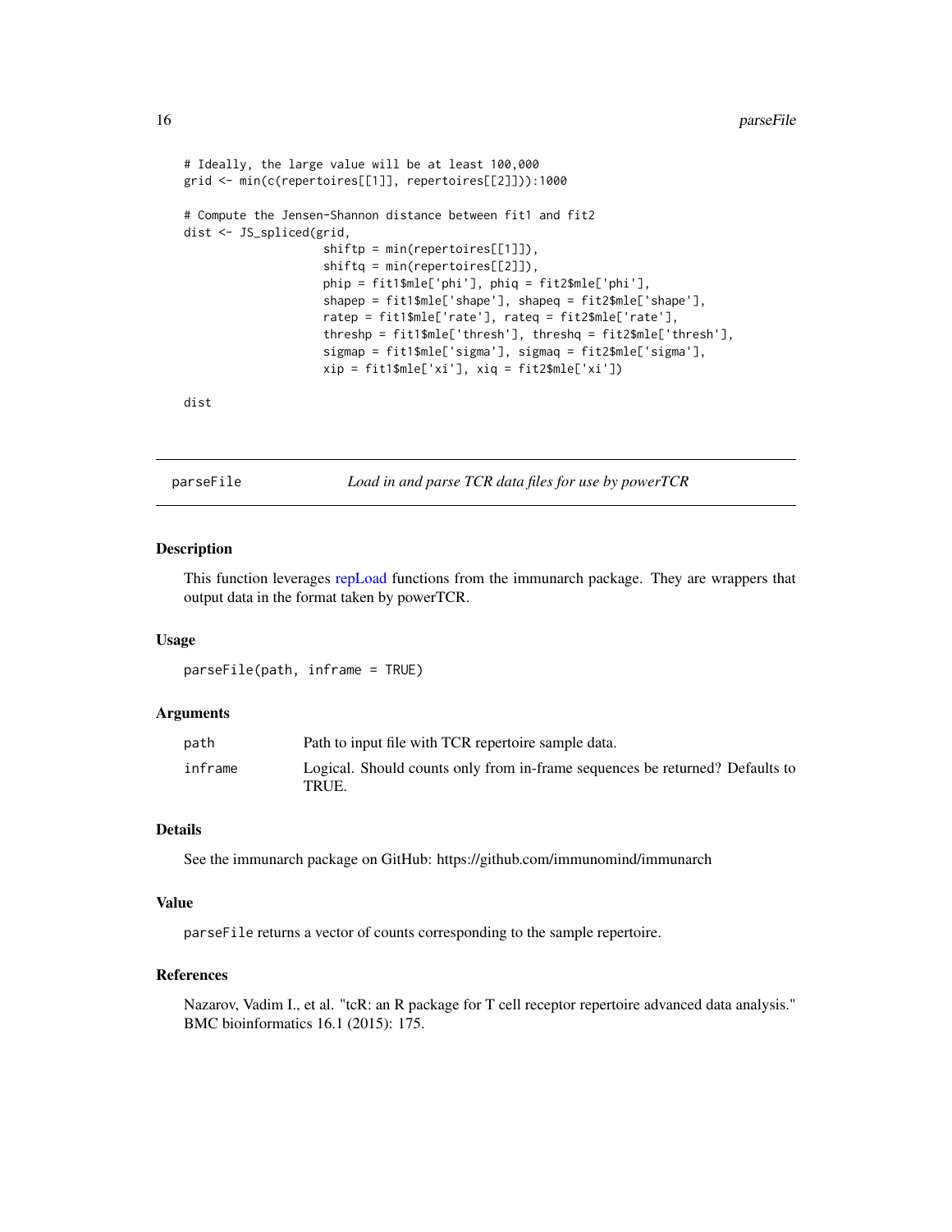```
# Ideally, the large value will be at least 100,000
grid <- min(c(repertoires[[1]], repertoires[[2]])):1000

# Compute the Jensen-Shannon distance between fit1 and fit2
dist <- JS_spliced(grid,
                   shiftp = min(repertoires[[1]]),
                   shiftq = min(repertoires[[2]]),
                   phip = fit1$mle['phi'], phiq = fit2$mle['phi'],
                   shapep = fit1$mle['shape'], shapeq = fit2$mle['shape'],
                   ratep = fit1$mle['rate'], rateq = fit2$mle['rate'],
                   threshp = fit1$mle['thresh'], threshq = fit2$mle['thresh'],
                   sigmap = fit1$mle['sigma'], sigmaq = fit2$mle['sigma'],
                   xip = fit1$mle['xi'], xiq = fit2$mle['xi'])

dist
```

## parseFile — *Load in and parse TCR data files for use by powerTCR*

### Description

This function leverages repLoad functions from the immunarch package. They are wrappers that output data in the format taken by powerTCR.

### Usage

```
parseFile(path, inframe = TRUE)
```

### Arguments

| | |
|---|---|
| `path` | Path to input file with TCR repertoire sample data. |
| `inframe` | Logical. Should counts only from in-frame sequences be returned? Defaults to TRUE. |

### Details

See the immunarch package on GitHub: https://github.com/immunomind/immunarch

### Value

`parseFile` returns a vector of counts corresponding to the sample repertoire.

### References

Nazarov, Vadim I., et al. "tcR: an R package for T cell receptor repertoire advanced data analysis." BMC bioinformatics 16.1 (2015): 175.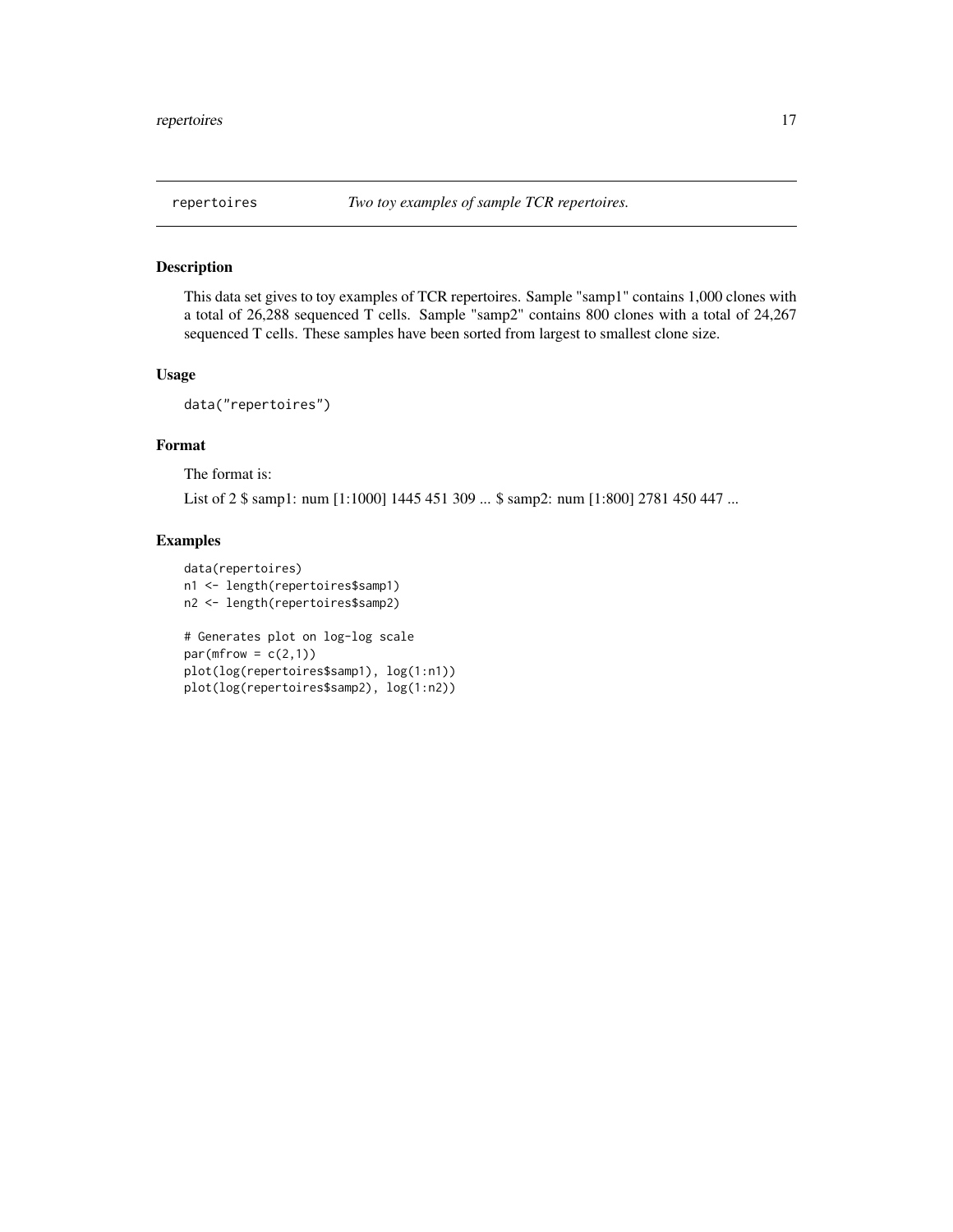`repertoires` *Two toy examples of sample TCR repertoires.*

## Description

This data set gives to toy examples of TCR repertoires. Sample "samp1" contains 1,000 clones with a total of 26,288 sequenced T cells. Sample "samp2" contains 800 clones with a total of 24,267 sequenced T cells. These samples have been sorted from largest to smallest clone size.

## Usage

```
data("repertoires")
```

## Format

The format is:

List of 2 $ samp1: num [1:1000] 1445 451 309 ... $ samp2: num [1:800] 2781 450 447 ...

## Examples

```
data(repertoires)
n1 <- length(repertoires$samp1)
n2 <- length(repertoires$samp2)

# Generates plot on log-log scale
par(mfrow = c(2,1))
plot(log(repertoires$samp1), log(1:n1))
plot(log(repertoires$samp2), log(1:n2))
```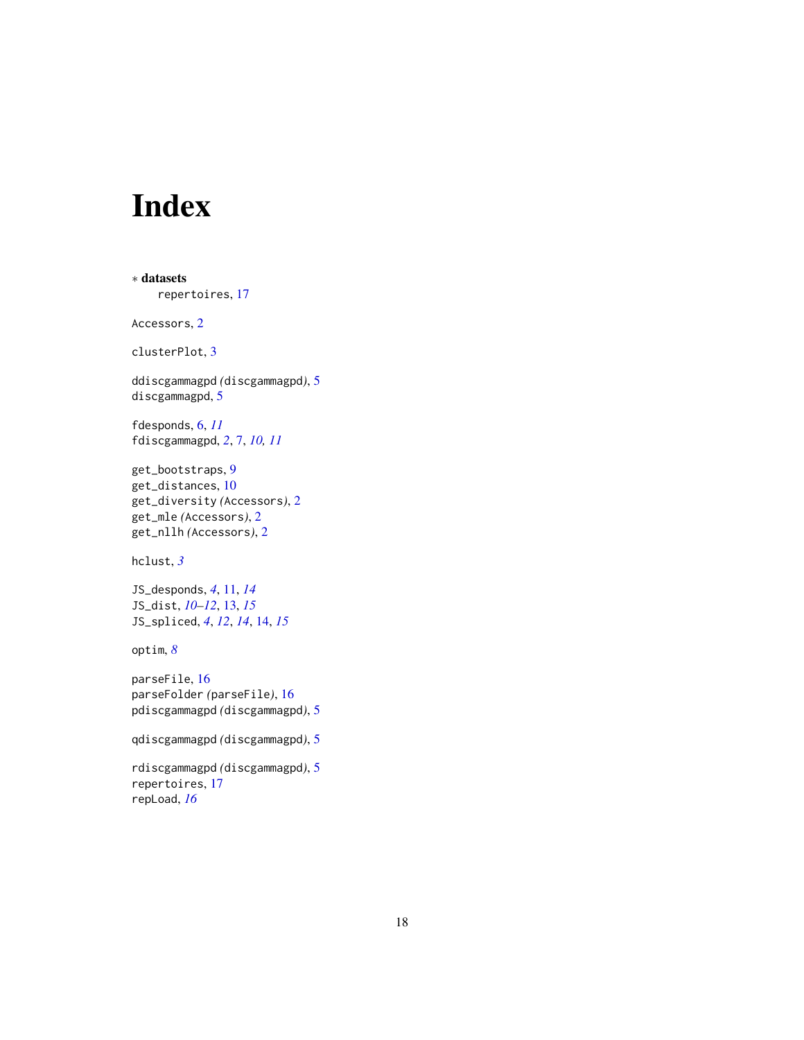# Index

∗ **datasets**
  repertoires, 17

Accessors, 2

clusterPlot, 3

ddiscgammagpd *(*discgammagpd*)*, 5
discgammagpd, 5

fdesponds, 6, *11*
fdiscgammagpd, *2*, 7, *10, 11*

get_bootstraps, 9
get_distances, 10
get_diversity *(*Accessors*)*, 2
get_mle *(*Accessors*)*, 2
get_nllh *(*Accessors*)*, 2

hclust, *3*

JS_desponds, *4*, 11, *14*
JS_dist, *10–12*, 13, *15*
JS_spliced, *4*, *12*, *14*, 14, *15*

optim, *8*

parseFile, 16
parseFolder *(*parseFile*)*, 16
pdiscgammagpd *(*discgammagpd*)*, 5

qdiscgammagpd *(*discgammagpd*)*, 5

rdiscgammagpd *(*discgammagpd*)*, 5
repertoires, 17
repLoad, *16*